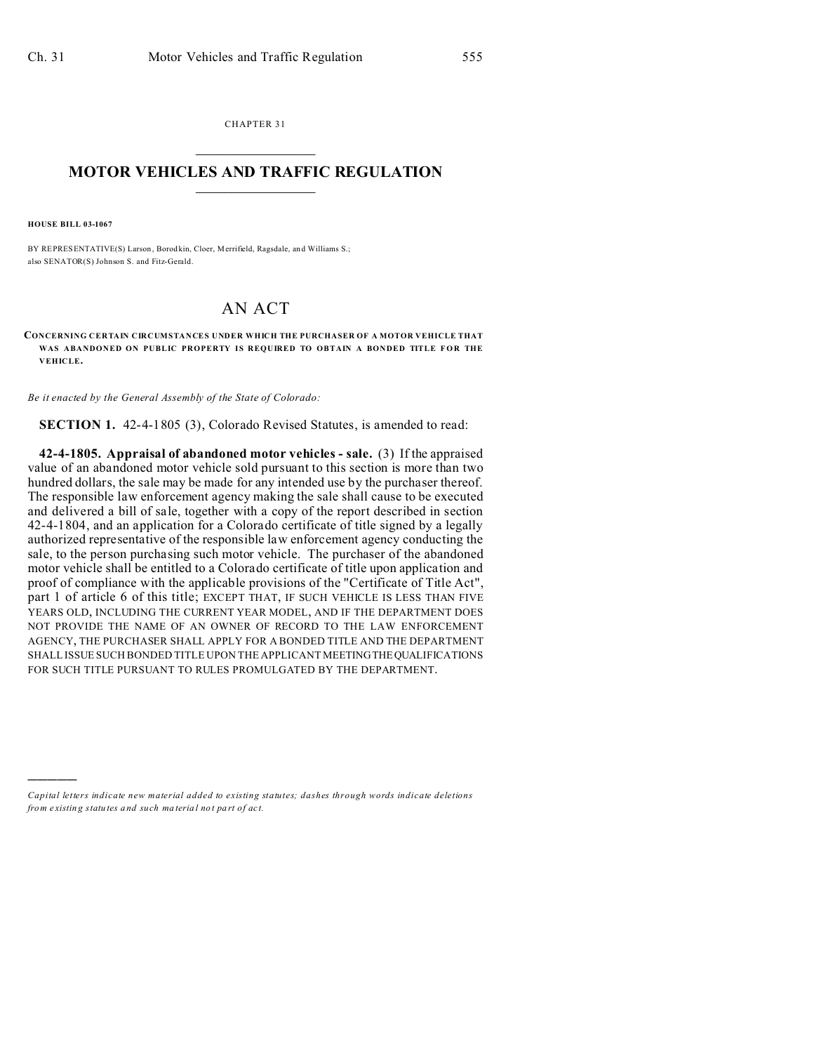CHAPTER 31

# MOTOR VEHICLES AND TRAFFIC REGULATION

**HOUSE BILL 03-1067**

BY REPRESENTATIVE(S) Larson, Borodkin, Cloer, Merrifield, Ragsdale, and Williams S.; also SENATOR(S) Johnson S. and Fitz-Gerald.

# AN ACT

**CONCERNING CERTAIN CIRCUMSTANCES UNDER WHICH THE PURCHASER OF A MOTOR VEHICLE THAT WAS ABANDONED ON PUBLIC PROPERTY IS REQUIRED TO OBTAIN A BONDED TITLE FOR THE VEHICLE.**

*Be it enacted by the General Assembly of the State of Colorado:*

**SECTION 1.** 42-4-1805 (3), Colorado Revised Statutes, is amended to read:

**42-4-1805. Appraisal of abandoned motor vehicles - sale.** (3) If the appraised value of an abandoned motor vehicle sold pursuant to this section is more than two hundred dollars, the sale may be made for any intended use by the purchaser thereof. The responsible law enforcement agency making the sale shall cause to be executed and delivered a bill of sale, together with a copy of the report described in section 42-4-1804, and an application for a Colorado certificate of title signed by a legally authorized representative of the responsible law enforcement agency conducting the sale, to the person purchasing such motor vehicle. The purchaser of the abandoned motor vehicle shall be entitled to a Colorado certificate of title upon application and proof of compliance with the applicable provisions of the "Certificate of Title Act", part 1 of article 6 of this title; EXCEPT THAT, IF SUCH VEHICLE IS LESS THAN FIVE YEARS OLD, INCLUDING THE CURRENT YEAR MODEL, AND IF THE DEPARTMENT DOES NOT PROVIDE THE NAME OF AN OWNER OF RECORD TO THE LAW ENFORCEMENT AGENCY, THE PURCHASER SHALL APPLY FOR A BONDED TITLE AND THE DEPARTMENT SHALL ISSUE SUCH BONDED TITLE UPON THE APPLICANT MEETING THE QUALIFICATIONS FOR SUCH TITLE PURSUANT TO RULES PROMULGATED BY THE DEPARTMENT.

---

*Capital letters indicate new material added to existing statutes; dashes through words indicate deletions from existing statutes and such material not part of act.*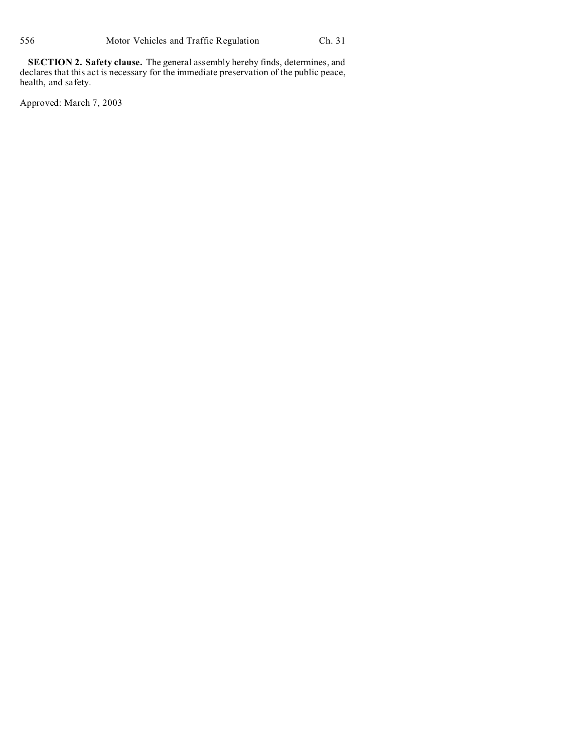**SECTION 2. Safety clause.** The general assembly hereby finds, determines, and declares that this act is necessary for the immediate preservation of the public peace, health, and safety.

Approved: March 7, 2003